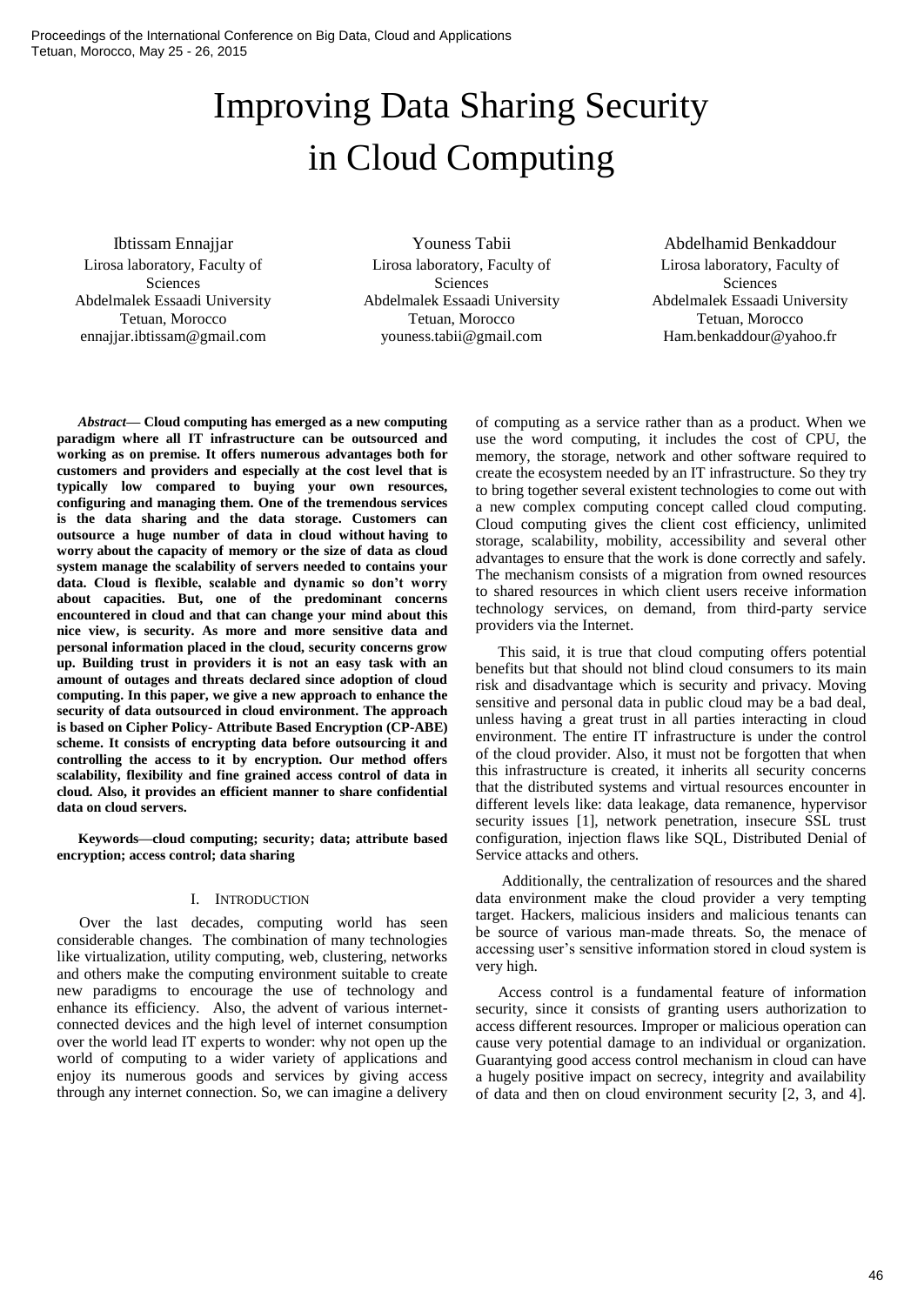# Improving Data Sharing Security in Cloud Computing

Ibtissam Ennajjar
Lirosa laboratory, Faculty of Sciences
Abdelmalek Essaadi University
Tetuan, Morocco
ennajjar.ibtissam@gmail.com

Youness Tabii
Lirosa laboratory, Faculty of Sciences
Abdelmalek Essaadi University
Tetuan, Morocco
youness.tabii@gmail.com

Abdelhamid Benkaddour
Lirosa laboratory, Faculty of Sciences
Abdelmalek Essaadi University
Tetuan, Morocco
Ham.benkaddour@yahoo.fr

***Abstract*— Cloud computing has emerged as a new computing paradigm where all IT infrastructure can be outsourced and working as on premise. It offers numerous advantages both for customers and providers and especially at the cost level that is typically low compared to buying your own resources, configuring and managing them. One of the tremendous services is the data sharing and the data storage. Customers can outsource a huge number of data in cloud without having to worry about the capacity of memory or the size of data as cloud system manage the scalability of servers needed to contains your data. Cloud is flexible, scalable and dynamic so don't worry about capacities. But, one of the predominant concerns encountered in cloud and that can change your mind about this nice view, is security. As more and more sensitive data and personal information placed in the cloud, security concerns grow up. Building trust in providers it is not an easy task with an amount of outages and threats declared since adoption of cloud computing. In this paper, we give a new approach to enhance the security of data outsourced in cloud environment. The approach is based on Cipher Policy- Attribute Based Encryption (CP-ABE) scheme. It consists of encrypting data before outsourcing it and controlling the access to it by encryption. Our method offers scalability, flexibility and fine grained access control of data in cloud. Also, it provides an efficient manner to share confidential data on cloud servers.**

**Keywords—cloud computing; security; data; attribute based encryption; access control; data sharing**

## I. Introduction

Over the last decades, computing world has seen considerable changes. The combination of many technologies like virtualization, utility computing, web, clustering, networks and others make the computing environment suitable to create new paradigms to encourage the use of technology and enhance its efficiency. Also, the advent of various internet-connected devices and the high level of internet consumption over the world lead IT experts to wonder: why not open up the world of computing to a wider variety of applications and enjoy its numerous goods and services by giving access through any internet connection. So, we can imagine a delivery of computing as a service rather than as a product. When we use the word computing, it includes the cost of CPU, the memory, the storage, network and other software required to create the ecosystem needed by an IT infrastructure. So they try to bring together several existent technologies to come out with a new complex computing concept called cloud computing. Cloud computing gives the client cost efficiency, unlimited storage, scalability, mobility, accessibility and several other advantages to ensure that the work is done correctly and safely. The mechanism consists of a migration from owned resources to shared resources in which client users receive information technology services, on demand, from third-party service providers via the Internet.

This said, it is true that cloud computing offers potential benefits but that should not blind cloud consumers to its main risk and disadvantage which is security and privacy. Moving sensitive and personal data in public cloud may be a bad deal, unless having a great trust in all parties interacting in cloud environment. The entire IT infrastructure is under the control of the cloud provider. Also, it must not be forgotten that when this infrastructure is created, it inherits all security concerns that the distributed systems and virtual resources encounter in different levels like: data leakage, data remanence, hypervisor security issues [1], network penetration, insecure SSL trust configuration, injection flaws like SQL, Distributed Denial of Service attacks and others.

Additionally, the centralization of resources and the shared data environment make the cloud provider a very tempting target. Hackers, malicious insiders and malicious tenants can be source of various man-made threats. So, the menace of accessing user's sensitive information stored in cloud system is very high.

Access control is a fundamental feature of information security, since it consists of granting users authorization to access different resources. Improper or malicious operation can cause very potential damage to an individual or organization. Guarantying good access control mechanism in cloud can have a hugely positive impact on secrecy, integrity and availability of data and then on cloud environment security [2, 3, and 4].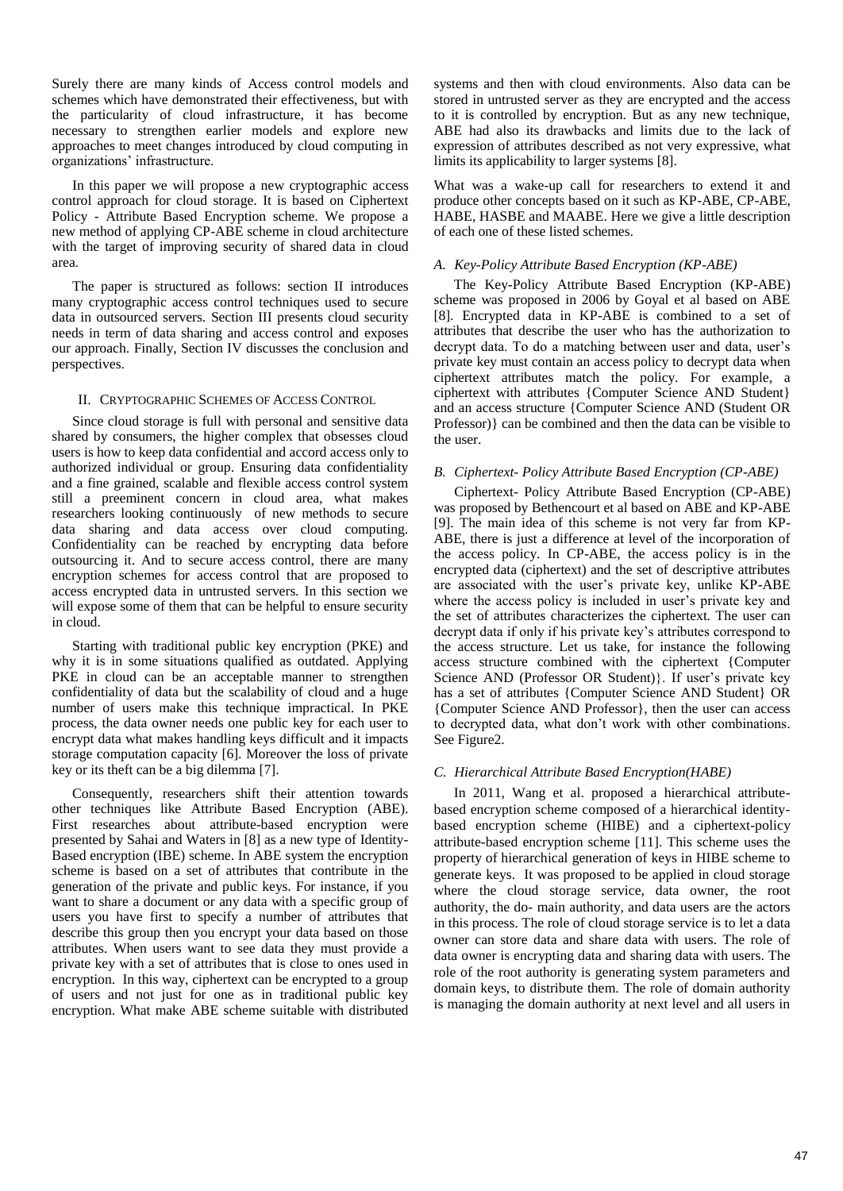Surely there are many kinds of Access control models and schemes which have demonstrated their effectiveness, but with the particularity of cloud infrastructure, it has become necessary to strengthen earlier models and explore new approaches to meet changes introduced by cloud computing in organizations' infrastructure.

In this paper we will propose a new cryptographic access control approach for cloud storage. It is based on Ciphertext Policy - Attribute Based Encryption scheme. We propose a new method of applying CP-ABE scheme in cloud architecture with the target of improving security of shared data in cloud area.

The paper is structured as follows: section II introduces many cryptographic access control techniques used to secure data in outsourced servers. Section III presents cloud security needs in term of data sharing and access control and exposes our approach. Finally, Section IV discusses the conclusion and perspectives.

## II. Cryptographic Schemes of Access Control

Since cloud storage is full with personal and sensitive data shared by consumers, the higher complex that obsesses cloud users is how to keep data confidential and accord access only to authorized individual or group. Ensuring data confidentiality and a fine grained, scalable and flexible access control system still a preeminent concern in cloud area, what makes researchers looking continuously of new methods to secure data sharing and data access over cloud computing. Confidentiality can be reached by encrypting data before outsourcing it. And to secure access control, there are many encryption schemes for access control that are proposed to access encrypted data in untrusted servers. In this section we will expose some of them that can be helpful to ensure security in cloud.

Starting with traditional public key encryption (PKE) and why it is in some situations qualified as outdated. Applying PKE in cloud can be an acceptable manner to strengthen confidentiality of data but the scalability of cloud and a huge number of users make this technique impractical. In PKE process, the data owner needs one public key for each user to encrypt data what makes handling keys difficult and it impacts storage computation capacity [6]. Moreover the loss of private key or its theft can be a big dilemma [7].

Consequently, researchers shift their attention towards other techniques like Attribute Based Encryption (ABE). First researches about attribute-based encryption were presented by Sahai and Waters in [8] as a new type of Identity-Based encryption (IBE) scheme. In ABE system the encryption scheme is based on a set of attributes that contribute in the generation of the private and public keys. For instance, if you want to share a document or any data with a specific group of users you have first to specify a number of attributes that describe this group then you encrypt your data based on those attributes. When users want to see data they must provide a private key with a set of attributes that is close to ones used in encryption. In this way, ciphertext can be encrypted to a group of users and not just for one as in traditional public key encryption. What make ABE scheme suitable with distributed systems and then with cloud environments. Also data can be stored in untrusted server as they are encrypted and the access to it is controlled by encryption. But as any new technique, ABE had also its drawbacks and limits due to the lack of expression of attributes described as not very expressive, what limits its applicability to larger systems [8].

What was a wake-up call for researchers to extend it and produce other concepts based on it such as KP-ABE, CP-ABE, HABE, HASBE and MAABE. Here we give a little description of each one of these listed schemes.

### *A. Key-Policy Attribute Based Encryption (KP-ABE)*

The Key-Policy Attribute Based Encryption (KP-ABE) scheme was proposed in 2006 by Goyal et al based on ABE [8]. Encrypted data in KP-ABE is combined to a set of attributes that describe the user who has the authorization to decrypt data. To do a matching between user and data, user's private key must contain an access policy to decrypt data when ciphertext attributes match the policy. For example, a ciphertext with attributes {Computer Science AND Student} and an access structure {Computer Science AND (Student OR Professor)} can be combined and then the data can be visible to the user.

### *B. Ciphertext- Policy Attribute Based Encryption (CP-ABE)*

Ciphertext- Policy Attribute Based Encryption (CP-ABE) was proposed by Bethencourt et al based on ABE and KP-ABE [9]. The main idea of this scheme is not very far from KP-ABE, there is just a difference at level of the incorporation of the access policy. In CP-ABE, the access policy is in the encrypted data (ciphertext) and the set of descriptive attributes are associated with the user's private key, unlike KP-ABE where the access policy is included in user's private key and the set of attributes characterizes the ciphertext. The user can decrypt data if only if his private key's attributes correspond to the access structure. Let us take, for instance the following access structure combined with the ciphertext {Computer Science AND (Professor OR Student)}. If user's private key has a set of attributes {Computer Science AND Student} OR {Computer Science AND Professor}, then the user can access to decrypted data, what don't work with other combinations. See Figure2.

### *C. Hierarchical Attribute Based Encryption(HABE)*

In 2011, Wang et al. proposed a hierarchical attribute-based encryption scheme composed of a hierarchical identity-based encryption scheme (HIBE) and a ciphertext-policy attribute-based encryption scheme [11]. This scheme uses the property of hierarchical generation of keys in HIBE scheme to generate keys. It was proposed to be applied in cloud storage where the cloud storage service, data owner, the root authority, the do- main authority, and data users are the actors in this process. The role of cloud storage service is to let a data owner can store data and share data with users. The role of data owner is encrypting data and sharing data with users. The role of the root authority is generating system parameters and domain keys, to distribute them. The role of domain authority is managing the domain authority at next level and all users in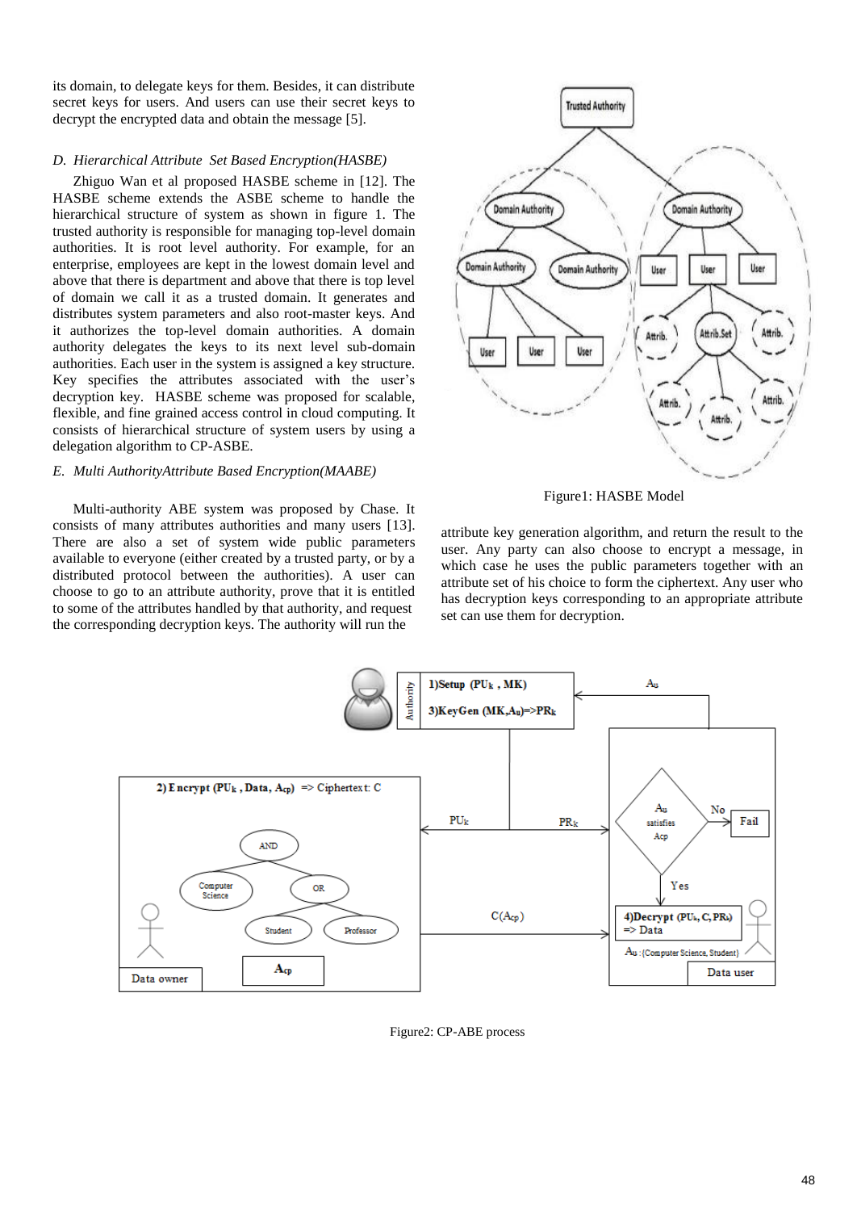its domain, to delegate keys for them. Besides, it can distribute secret keys for users. And users can use their secret keys to decrypt the encrypted data and obtain the message [5].

### *D. Hierarchical Attribute Set Based Encryption(HASBE)*

Zhiguo Wan et al proposed HASBE scheme in [12]. The HASBE scheme extends the ASBE scheme to handle the hierarchical structure of system as shown in figure 1. The trusted authority is responsible for managing top-level domain authorities. It is root level authority. For example, for an enterprise, employees are kept in the lowest domain level and above that there is department and above that there is top level of domain we call it as a trusted domain. It generates and distributes system parameters and also root-master keys. And it authorizes the top-level domain authorities. A domain authority delegates the keys to its next level sub-domain authorities. Each user in the system is assigned a key structure. Key specifies the attributes associated with the user's decryption key. HASBE scheme was proposed for scalable, flexible, and fine grained access control in cloud computing. It consists of hierarchical structure of system users by using a delegation algorithm to CP-ASBE.

### *E. Multi AuthorityAttribute Based Encryption(MAABE)*

Multi-authority ABE system was proposed by Chase. It consists of many attributes authorities and many users [13]. There are also a set of system wide public parameters available to everyone (either created by a trusted party, or by a distributed protocol between the authorities). A user can choose to go to an attribute authority, prove that it is entitled to some of the attributes handled by that authority, and request the corresponding decryption keys. The authority will run the attribute key generation algorithm, and return the result to the user. Any party can also choose to encrypt a message, in which case he uses the public parameters together with an attribute set of his choice to form the ciphertext. Any user who has decryption keys corresponding to an appropriate attribute set can use them for decryption.

Figure1: HASBE Model

Figure2: CP-ABE process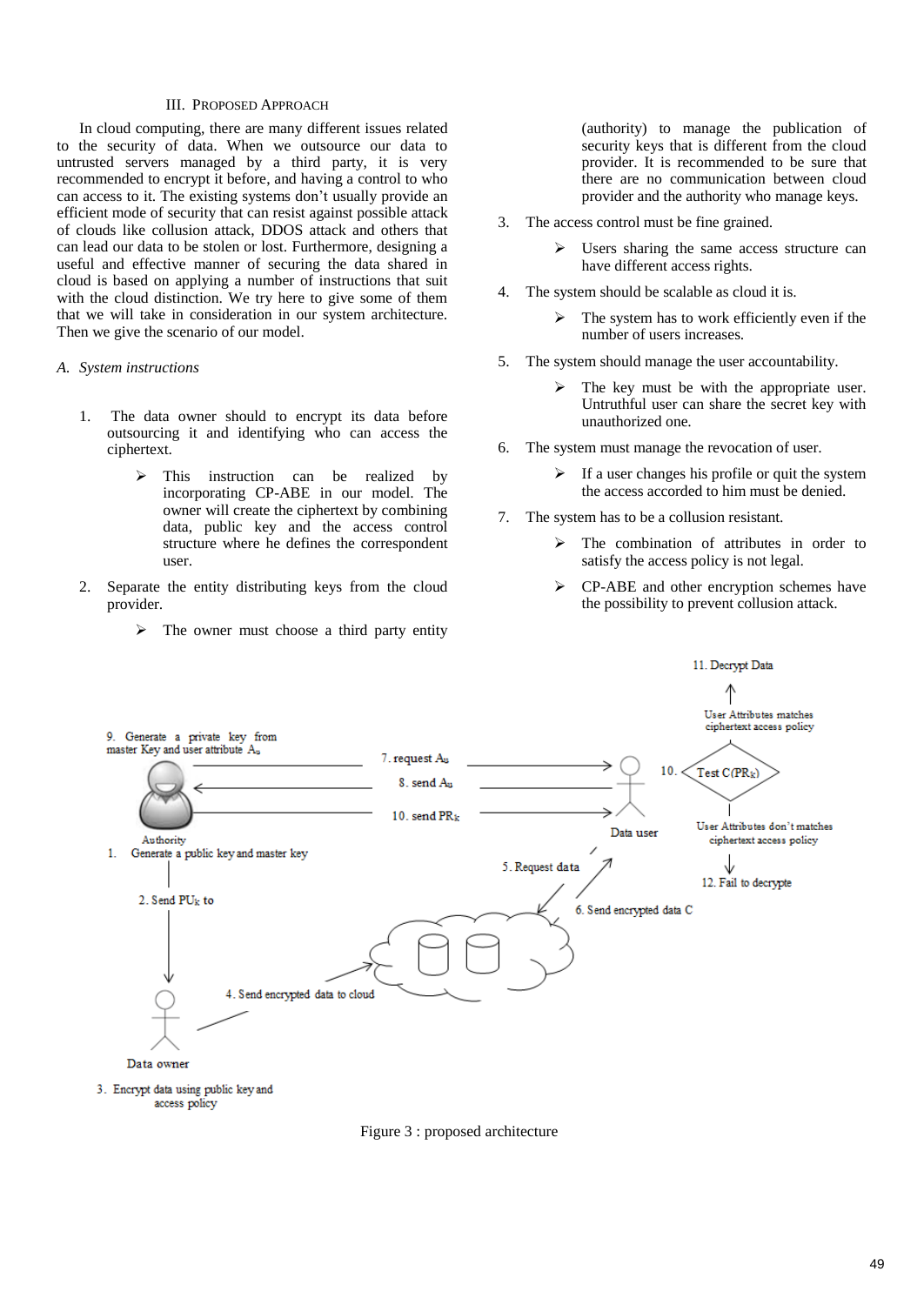## III. Proposed Approach

In cloud computing, there are many different issues related to the security of data. When we outsource our data to untrusted servers managed by a third party, it is very recommended to encrypt it before, and having a control to who can access to it. The existing systems don't usually provide an efficient mode of security that can resist against possible attack of clouds like collusion attack, DDOS attack and others that can lead our data to be stolen or lost. Furthermore, designing a useful and effective manner of securing the data shared in cloud is based on applying a number of instructions that suit with the cloud distinction. We try here to give some of them that we will take in consideration in our system architecture. Then we give the scenario of our model.

### *A. System instructions*

1. The data owner should to encrypt its data before outsourcing it and identifying who can access the ciphertext.
   - ➢ This instruction can be realized by incorporating CP-ABE in our model. The owner will create the ciphertext by combining data, public key and the access control structure where he defines the correspondent user.
2. Separate the entity distributing keys from the cloud provider.
   - ➢ The owner must choose a third party entity (authority) to manage the publication of security keys that is different from the cloud provider. It is recommended to be sure that there are no communication between cloud provider and the authority who manage keys.
3. The access control must be fine grained.
   - ➢ Users sharing the same access structure can have different access rights.
4. The system should be scalable as cloud it is.
   - ➢ The system has to work efficiently even if the number of users increases.
5. The system should manage the user accountability.
   - ➢ The key must be with the appropriate user. Untruthful user can share the secret key with unauthorized one.
6. The system must manage the revocation of user.
   - ➢ If a user changes his profile or quit the system the access accorded to him must be denied.
7. The system has to be a collusion resistant.
   - ➢ The combination of attributes in order to satisfy the access policy is not legal.
   - ➢ CP-ABE and other encryption schemes have the possibility to prevent collusion attack.

9. Generate a private key from master Key and user attribute $A_u$

7. request $A_u$

8. send $A_u$

10. send $PR_k$

Authority

1. Generate a public key and master key

2. Send $PU_k$ to

Data user

11. Decrypt Data

User Attributes matches ciphertext access policy

10. Test $C(PR_k)$

User Attributes don't matches ciphertext access policy

12. Fail to decrypte

5. Request data

6. Send encrypted data C

4. Send encrypted data to cloud

Data owner

3. Encrypt data using public key and access policy

Figure 3 : proposed architecture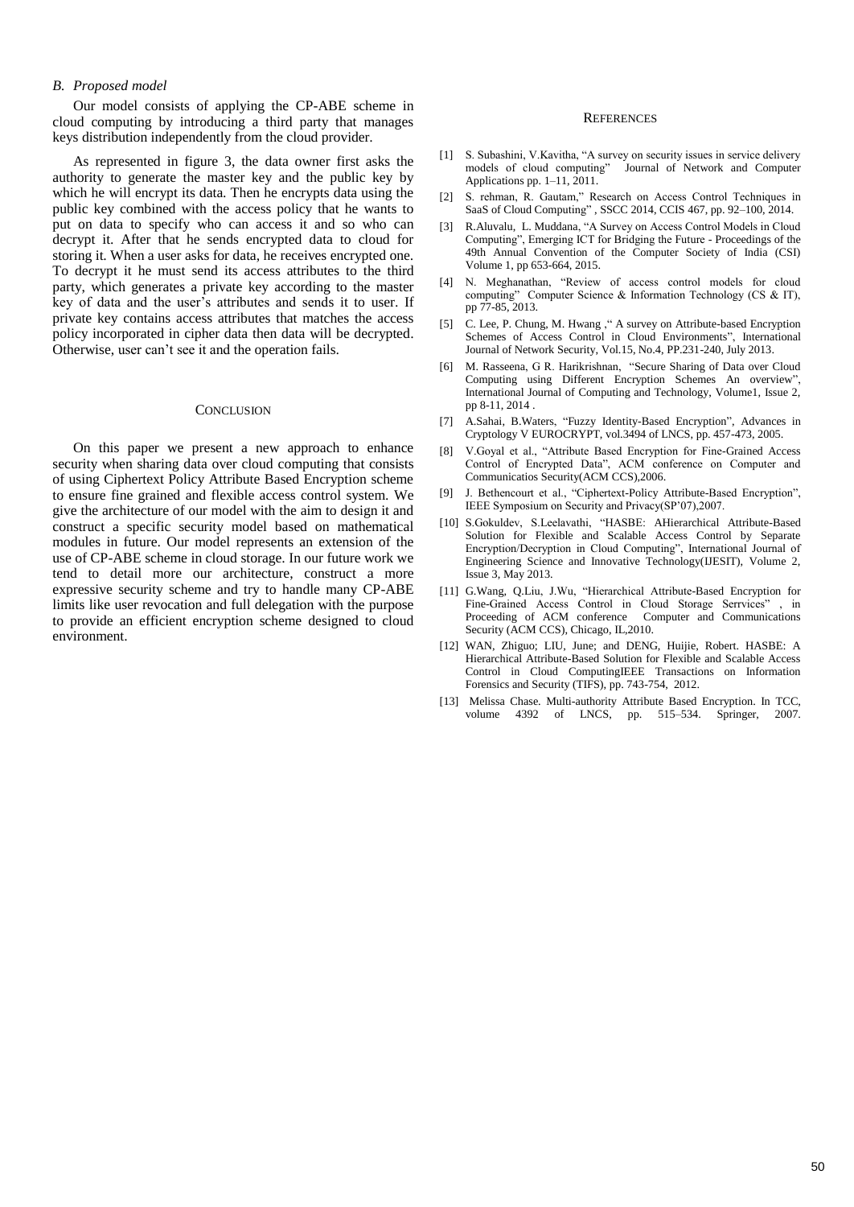### *B. Proposed model*

Our model consists of applying the CP-ABE scheme in cloud computing by introducing a third party that manages keys distribution independently from the cloud provider.

As represented in figure 3, the data owner first asks the authority to generate the master key and the public key by which he will encrypt its data. Then he encrypts data using the public key combined with the access policy that he wants to put on data to specify who can access it and so who can decrypt it. After that he sends encrypted data to cloud for storing it. When a user asks for data, he receives encrypted one. To decrypt it he must send its access attributes to the third party, which generates a private key according to the master key of data and the user's attributes and sends it to user. If private key contains access attributes that matches the access policy incorporated in cipher data then data will be decrypted. Otherwise, user can't see it and the operation fails.

## CONCLUSION

On this paper we present a new approach to enhance security when sharing data over cloud computing that consists of using Ciphertext Policy Attribute Based Encryption scheme to ensure fine grained and flexible access control system. We give the architecture of our model with the aim to design it and construct a specific security model based on mathematical modules in future. Our model represents an extension of the use of CP-ABE scheme in cloud storage. In our future work we tend to detail more our architecture, construct a more expressive security scheme and try to handle many CP-ABE limits like user revocation and full delegation with the purpose to provide an efficient encryption scheme designed to cloud environment.

## REFERENCES

[1] S. Subashini, V.Kavitha, "A survey on security issues in service delivery models of cloud computing" Journal of Network and Computer Applications pp. 1–11, 2011.

[2] S. rehman, R. Gautam," Research on Access Control Techniques in SaaS of Cloud Computing" , SSCC 2014, CCIS 467, pp. 92–100, 2014.

[3] R.Aluvalu, L. Muddana, "A Survey on Access Control Models in Cloud Computing", Emerging ICT for Bridging the Future - Proceedings of the 49th Annual Convention of the Computer Society of India (CSI) Volume 1, pp 653-664, 2015.

[4] N. Meghanathan, "Review of access control models for cloud computing" Computer Science & Information Technology (CS & IT), pp 77-85, 2013.

[5] C. Lee, P. Chung, M. Hwang ," A survey on Attribute-based Encryption Schemes of Access Control in Cloud Environments", International Journal of Network Security, Vol.15, No.4, PP.231-240, July 2013.

[6] M. Rasseena, G R. Harikrishnan, "Secure Sharing of Data over Cloud Computing using Different Encryption Schemes An overview", International Journal of Computing and Technology, Volume1, Issue 2, pp 8-11, 2014 .

[7] A.Sahai, B.Waters, "Fuzzy Identity-Based Encryption", Advances in Cryptology V EUROCRYPT, vol.3494 of LNCS, pp. 457-473, 2005.

[8] V.Goyal et al., "Attribute Based Encryption for Fine-Grained Access Control of Encrypted Data", ACM conference on Computer and Communicatios Security(ACM CCS),2006.

[9] J. Bethencourt et al., "Ciphertext-Policy Attribute-Based Encryption", IEEE Symposium on Security and Privacy(SP'07),2007.

[10] S.Gokuldev, S.Leelavathi, "HASBE: AHierarchical Attribute-Based Solution for Flexible and Scalable Access Control by Separate Encryption/Decryption in Cloud Computing", International Journal of Engineering Science and Innovative Technology(IJESIT), Volume 2, Issue 3, May 2013.

[11] G.Wang, Q.Liu, J.Wu, "Hierarchical Attribute-Based Encryption for Fine-Grained Access Control in Cloud Storage Serrvices" , in Proceeding of ACM conference Computer and Communications Security (ACM CCS), Chicago, IL,2010.

[12] WAN, Zhiguo; LIU, June; and DENG, Huijie, Robert. HASBE: A Hierarchical Attribute-Based Solution for Flexible and Scalable Access Control in Cloud ComputingIEEE Transactions on Information Forensics and Security (TIFS), pp. 743-754, 2012.

[13] Melissa Chase. Multi-authority Attribute Based Encryption. In TCC, volume 4392 of LNCS, pp. 515–534. Springer, 2007.